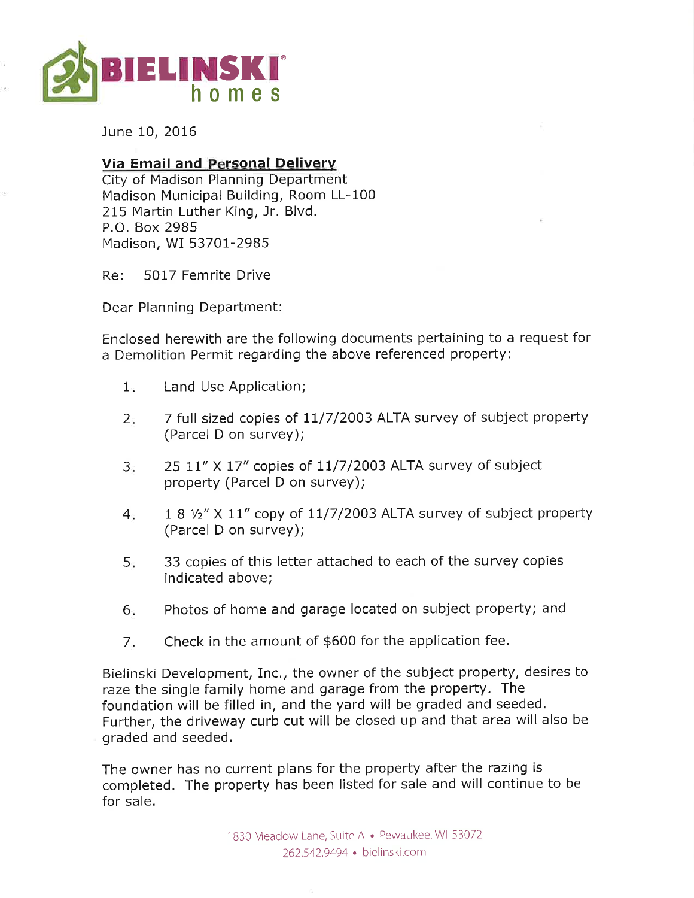**BIELINSKI homes**

June 10, 2016

**Via Email and Personal Delivery**
City of Madison Planning Department
Madison Municipal Building, Room LL-100
215 Martin Luther King, Jr. Blvd.
P.O. Box 2985
Madison, WI 53701-2985

Re: 5017 Femrite Drive

Dear Planning Department:

Enclosed herewith are the following documents pertaining to a request for a Demolition Permit regarding the above referenced property:

1. Land Use Application;
2. 7 full sized copies of 11/7/2003 ALTA survey of subject property (Parcel D on survey);
3. 25 11" X 17" copies of 11/7/2003 ALTA survey of subject property (Parcel D on survey);
4. 1 8 ½" X 11" copy of 11/7/2003 ALTA survey of subject property (Parcel D on survey);
5. 33 copies of this letter attached to each of the survey copies indicated above;
6. Photos of home and garage located on subject property; and
7. Check in the amount of $600 for the application fee.

Bielinski Development, Inc., the owner of the subject property, desires to raze the single family home and garage from the property. The foundation will be filled in, and the yard will be graded and seeded. Further, the driveway curb cut will be closed up and that area will also be graded and seeded.

The owner has no current plans for the property after the razing is completed. The property has been listed for sale and will continue to be for sale.

1830 Meadow Lane, Suite A • Pewaukee, WI 53072
262.542.9494 • bielinski.com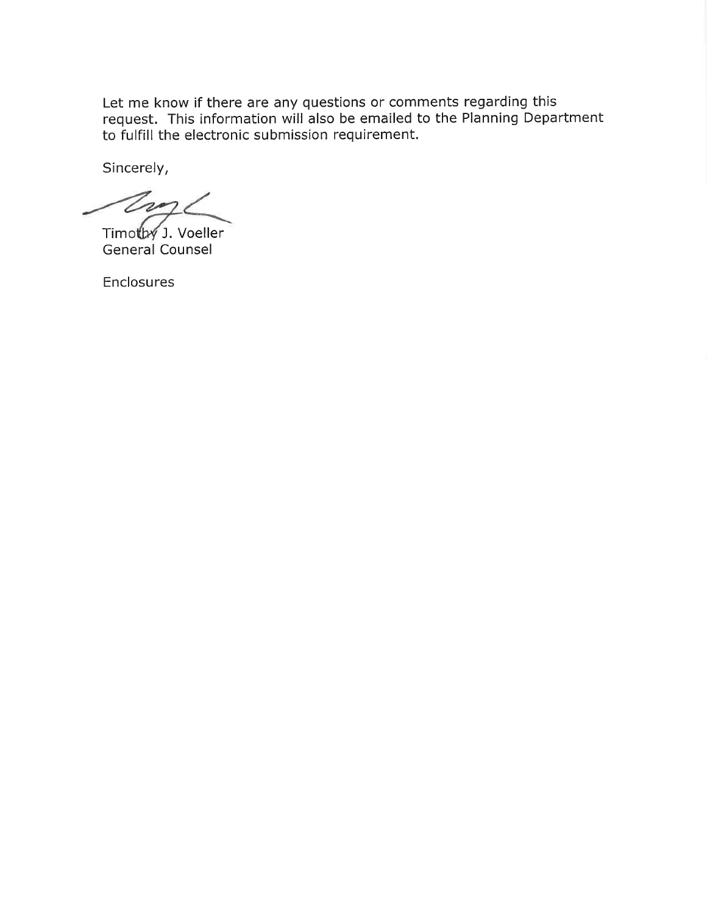Let me know if there are any questions or comments regarding this request. This information will also be emailed to the Planning Department to fulfill the electronic submission requirement.

Sincerely,

Timothy J. Voeller
General Counsel

Enclosures